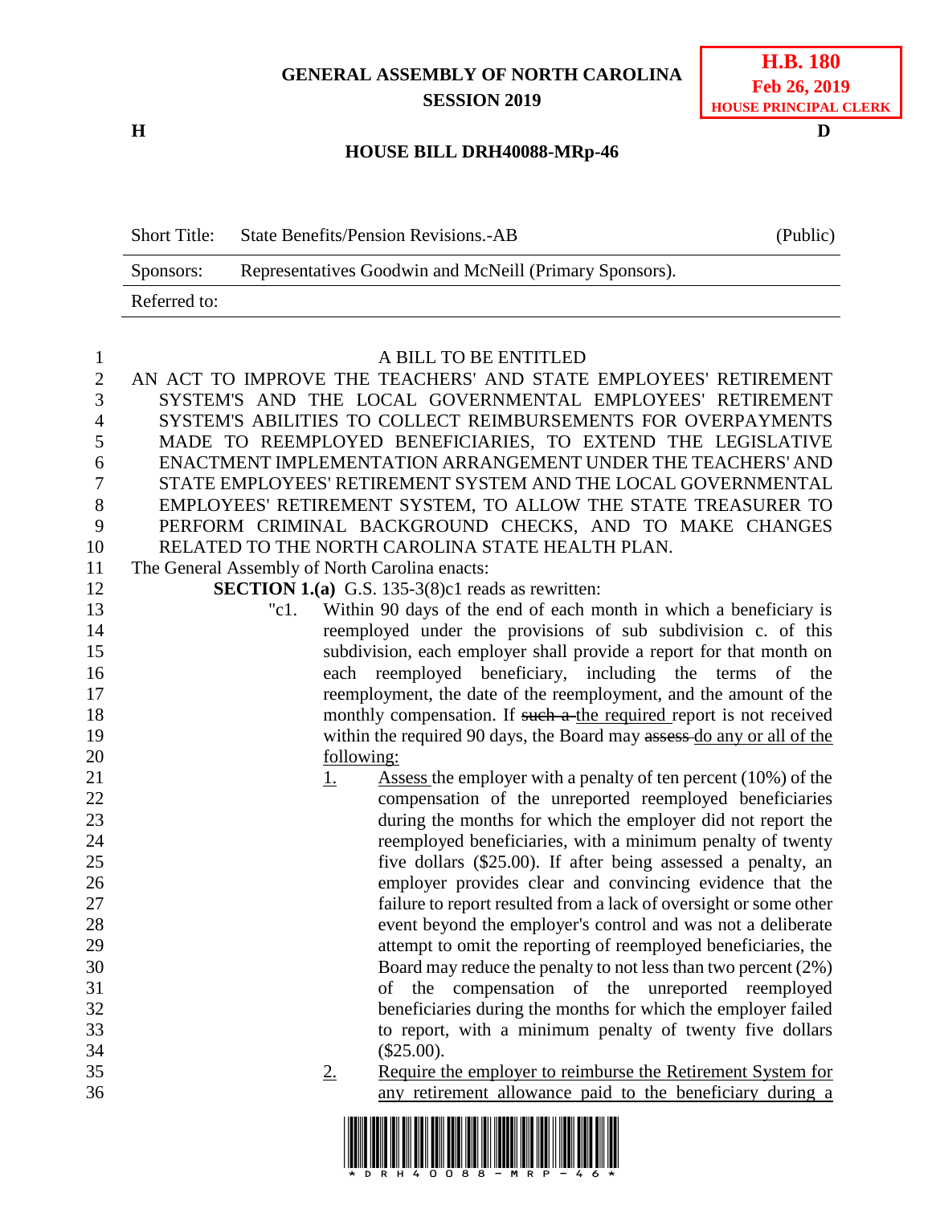**GENERAL ASSEMBLY OF NORTH CAROLINA**
**SESSION 2019**

**H.B. 180**
**Feb 26, 2019**
**HOUSE PRINCIPAL CLERK**

**H** **D**

**HOUSE BILL DRH40088-MRp-46**

| Short Title: | State Benefits/Pension Revisions.-AB | (Public) |
|---|---|---|
| Sponsors: | Representatives Goodwin and McNeill (Primary Sponsors). | |
| Referred to: | | |

A BILL TO BE ENTITLED

AN ACT TO IMPROVE THE TEACHERS' AND STATE EMPLOYEES' RETIREMENT SYSTEM'S AND THE LOCAL GOVERNMENTAL EMPLOYEES' RETIREMENT SYSTEM'S ABILITIES TO COLLECT REIMBURSEMENTS FOR OVERPAYMENTS MADE TO REEMPLOYED BENEFICIARIES, TO EXTEND THE LEGISLATIVE ENACTMENT IMPLEMENTATION ARRANGEMENT UNDER THE TEACHERS' AND STATE EMPLOYEES' RETIREMENT SYSTEM AND THE LOCAL GOVERNMENTAL EMPLOYEES' RETIREMENT SYSTEM, TO ALLOW THE STATE TREASURER TO PERFORM CRIMINAL BACKGROUND CHECKS, AND TO MAKE CHANGES RELATED TO THE NORTH CAROLINA STATE HEALTH PLAN.

The General Assembly of North Carolina enacts:

**SECTION 1.(a)** G.S. 135-3(8)c1 reads as rewritten:

"c1. Within 90 days of the end of each month in which a beneficiary is reemployed under the provisions of sub subdivision c. of this subdivision, each employer shall provide a report for that month on each reemployed beneficiary, including the terms of the reemployment, the date of the reemployment, and the amount of the monthly compensation. If ~~such a~~ the required report is not received within the required 90 days, the Board may ~~assess~~ do any or all of the following:

1. Assess the employer with a penalty of ten percent (10%) of the compensation of the unreported reemployed beneficiaries during the months for which the employer did not report the reemployed beneficiaries, with a minimum penalty of twenty five dollars ($25.00). If after being assessed a penalty, an employer provides clear and convincing evidence that the failure to report resulted from a lack of oversight or some other event beyond the employer's control and was not a deliberate attempt to omit the reporting of reemployed beneficiaries, the Board may reduce the penalty to not less than two percent (2%) of the compensation of the unreported reemployed beneficiaries during the months for which the employer failed to report, with a minimum penalty of twenty five dollars ($25.00).

2. Require the employer to reimburse the Retirement System for any retirement allowance paid to the beneficiary during a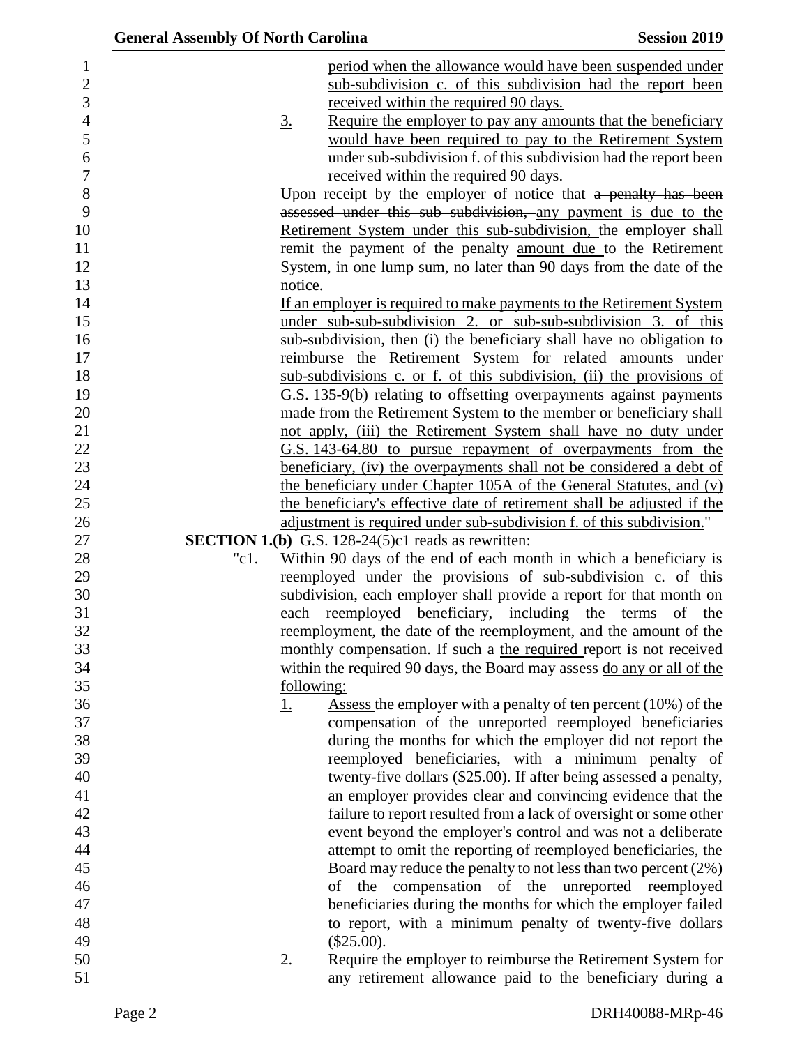period when the allowance would have been suspended under sub-subdivision c. of this subdivision had the report been received within the required 90 days.

3. Require the employer to pay any amounts that the beneficiary would have been required to pay to the Retirement System under sub-subdivision f. of this subdivision had the report been received within the required 90 days.

Upon receipt by the employer of notice that ~~a penalty has been assessed under this sub subdivision,~~ any payment is due to the Retirement System under this sub-subdivision, the employer shall remit the payment of the ~~penalty~~ amount due to the Retirement System, in one lump sum, no later than 90 days from the date of the notice.

If an employer is required to make payments to the Retirement System under sub-sub-subdivision 2. or sub-sub-subdivision 3. of this sub-subdivision, then (i) the beneficiary shall have no obligation to reimburse the Retirement System for related amounts under sub-subdivisions c. or f. of this subdivision, (ii) the provisions of G.S. 135-9(b) relating to offsetting overpayments against payments made from the Retirement System to the member or beneficiary shall not apply, (iii) the Retirement System shall have no duty under G.S. 143-64.80 to pursue repayment of overpayments from the beneficiary, (iv) the overpayments shall not be considered a debt of the beneficiary under Chapter 105A of the General Statutes, and (v) the beneficiary's effective date of retirement shall be adjusted if the adjustment is required under sub-subdivision f. of this subdivision."

**SECTION 1.(b)** G.S. 128-24(5)c1 reads as rewritten:

"c1. Within 90 days of the end of each month in which a beneficiary is reemployed under the provisions of sub-subdivision c. of this subdivision, each employer shall provide a report for that month on each reemployed beneficiary, including the terms of the reemployment, the date of the reemployment, and the amount of the monthly compensation. If ~~such a~~ the required report is not received within the required 90 days, the Board may ~~assess~~ do any or all of the following:

1. Assess the employer with a penalty of ten percent (10%) of the compensation of the unreported reemployed beneficiaries during the months for which the employer did not report the reemployed beneficiaries, with a minimum penalty of twenty-five dollars ($25.00). If after being assessed a penalty, an employer provides clear and convincing evidence that the failure to report resulted from a lack of oversight or some other event beyond the employer's control and was not a deliberate attempt to omit the reporting of reemployed beneficiaries, the Board may reduce the penalty to not less than two percent (2%) of the compensation of the unreported reemployed beneficiaries during the months for which the employer failed to report, with a minimum penalty of twenty-five dollars ($25.00).

2. Require the employer to reimburse the Retirement System for any retirement allowance paid to the beneficiary during a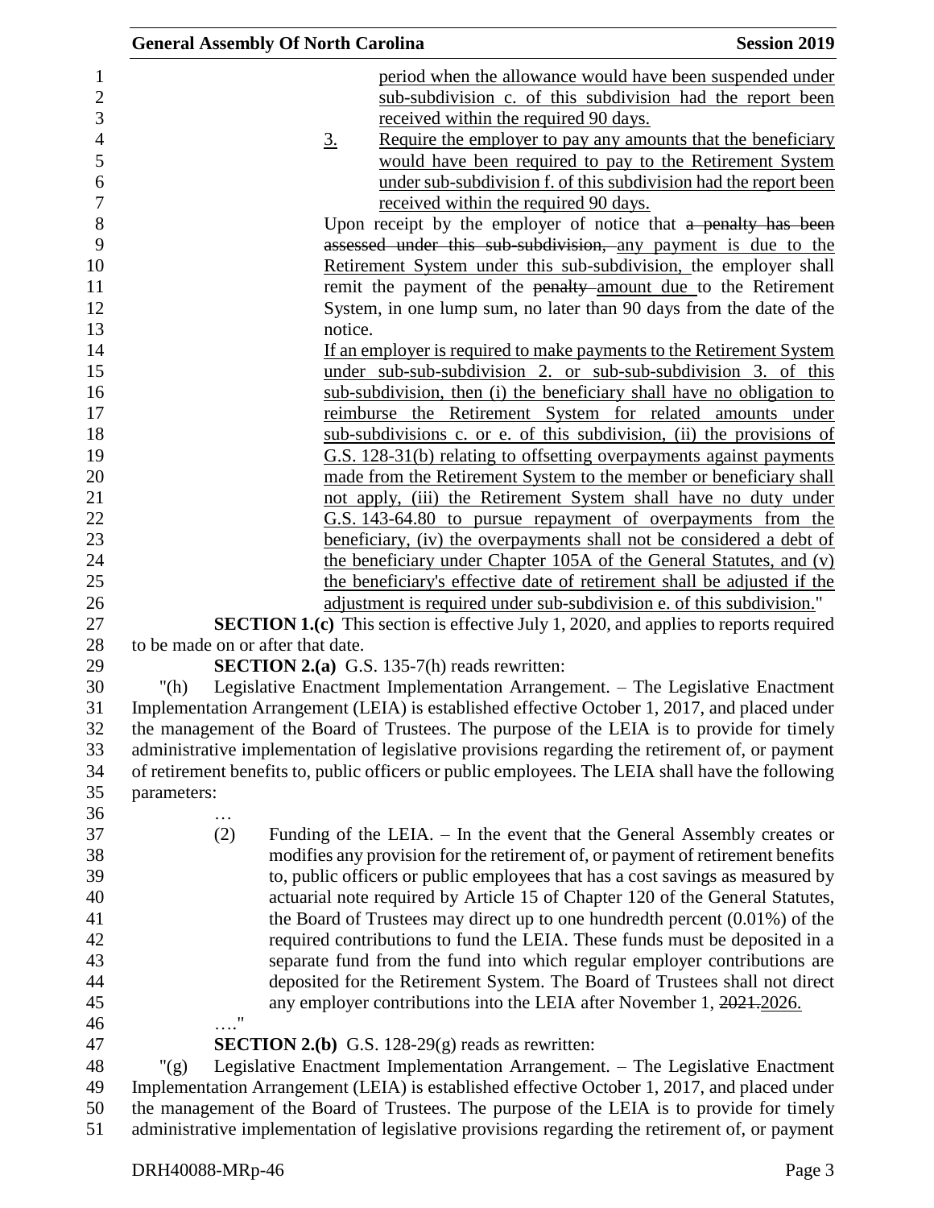period when the allowance would have been suspended under sub-subdivision c. of this subdivision had the report been received within the required 90 days.

3. Require the employer to pay any amounts that the beneficiary would have been required to pay to the Retirement System under sub-subdivision f. of this subdivision had the report been received within the required 90 days.

Upon receipt by the employer of notice that ~~a penalty has been assessed under this sub-subdivision,~~ any payment is due to the Retirement System under this sub-subdivision, the employer shall remit the payment of the ~~penalty~~ amount due to the Retirement System, in one lump sum, no later than 90 days from the date of the notice.

If an employer is required to make payments to the Retirement System under sub-sub-subdivision 2. or sub-sub-subdivision 3. of this sub-subdivision, then (i) the beneficiary shall have no obligation to reimburse the Retirement System for related amounts under sub-subdivisions c. or e. of this subdivision, (ii) the provisions of G.S. 128-31(b) relating to offsetting overpayments against payments made from the Retirement System to the member or beneficiary shall not apply, (iii) the Retirement System shall have no duty under G.S. 143-64.80 to pursue repayment of overpayments from the beneficiary, (iv) the overpayments shall not be considered a debt of the beneficiary under Chapter 105A of the General Statutes, and (v) the beneficiary's effective date of retirement shall be adjusted if the adjustment is required under sub-subdivision e. of this subdivision."

**SECTION 1.(c)** This section is effective July 1, 2020, and applies to reports required to be made on or after that date.

**SECTION 2.(a)** G.S. 135-7(h) reads rewritten:

"(h) Legislative Enactment Implementation Arrangement. – The Legislative Enactment Implementation Arrangement (LEIA) is established effective October 1, 2017, and placed under the management of the Board of Trustees. The purpose of the LEIA is to provide for timely administrative implementation of legislative provisions regarding the retirement of, or payment of retirement benefits to, public officers or public employees. The LEIA shall have the following parameters:

…

(2) Funding of the LEIA. – In the event that the General Assembly creates or modifies any provision for the retirement of, or payment of retirement benefits to, public officers or public employees that has a cost savings as measured by actuarial note required by Article 15 of Chapter 120 of the General Statutes, the Board of Trustees may direct up to one hundredth percent (0.01%) of the required contributions to fund the LEIA. These funds must be deposited in a separate fund from the fund into which regular employer contributions are deposited for the Retirement System. The Board of Trustees shall not direct any employer contributions into the LEIA after November 1, ~~2021.~~2026.

…."

**SECTION 2.(b)** G.S. 128-29(g) reads as rewritten:

"(g) Legislative Enactment Implementation Arrangement. – The Legislative Enactment Implementation Arrangement (LEIA) is established effective October 1, 2017, and placed under the management of the Board of Trustees. The purpose of the LEIA is to provide for timely administrative implementation of legislative provisions regarding the retirement of, or payment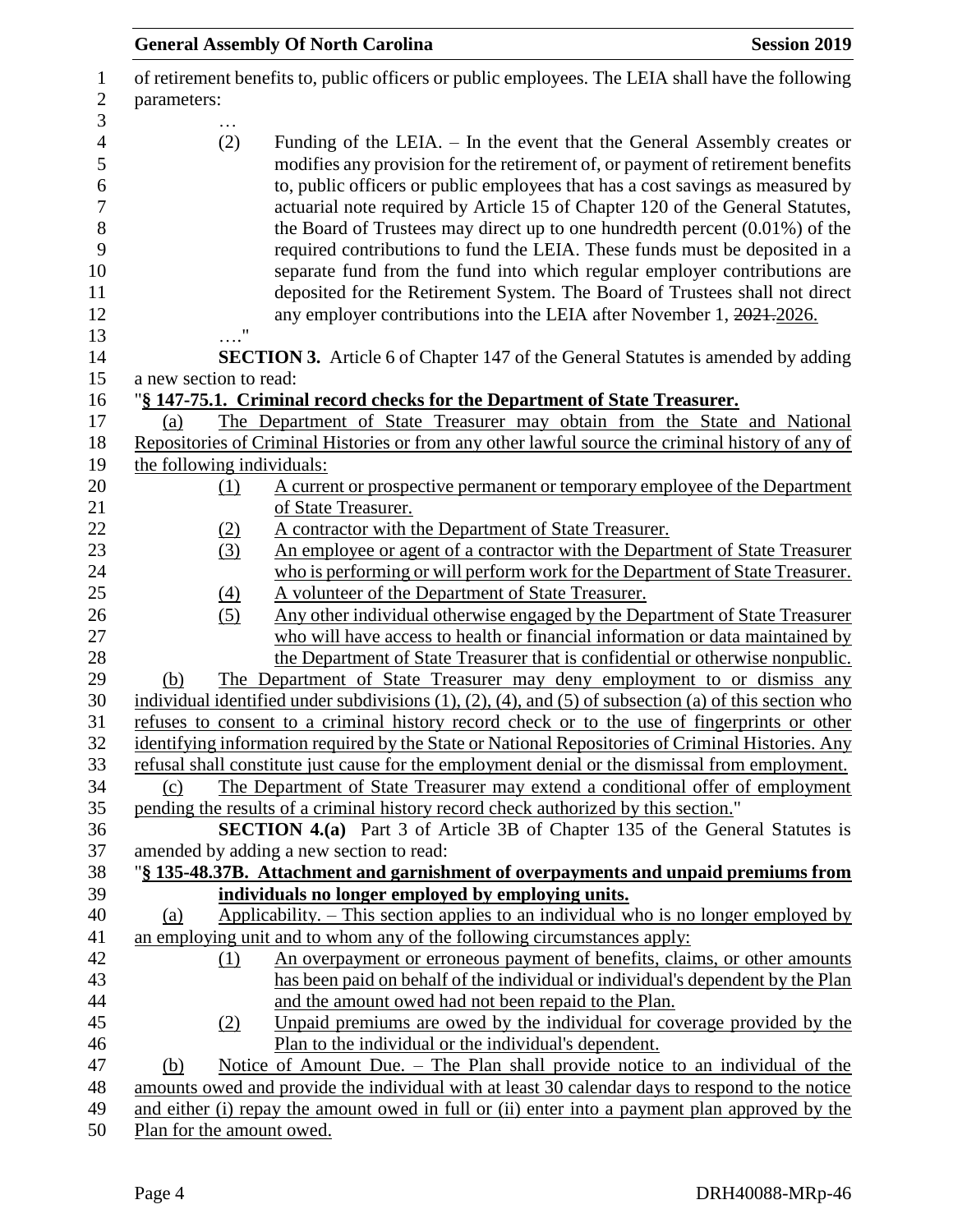of retirement benefits to, public officers or public employees. The LEIA shall have the following parameters:

…

(2) Funding of the LEIA. – In the event that the General Assembly creates or modifies any provision for the retirement of, or payment of retirement benefits to, public officers or public employees that has a cost savings as measured by actuarial note required by Article 15 of Chapter 120 of the General Statutes, the Board of Trustees may direct up to one hundredth percent (0.01%) of the required contributions to fund the LEIA. These funds must be deposited in a separate fund from the fund into which regular employer contributions are deposited for the Retirement System. The Board of Trustees shall not direct any employer contributions into the LEIA after November 1, ~~2021.~~2026.

…."

**SECTION 3.** Article 6 of Chapter 147 of the General Statutes is amended by adding a new section to read:

"**§ 147-75.1. Criminal record checks for the Department of State Treasurer.**

(a) The Department of State Treasurer may obtain from the State and National Repositories of Criminal Histories or from any other lawful source the criminal history of any of the following individuals:

(1) A current or prospective permanent or temporary employee of the Department of State Treasurer.

(2) A contractor with the Department of State Treasurer.

(3) An employee or agent of a contractor with the Department of State Treasurer who is performing or will perform work for the Department of State Treasurer.

(4) A volunteer of the Department of State Treasurer.

(5) Any other individual otherwise engaged by the Department of State Treasurer who will have access to health or financial information or data maintained by the Department of State Treasurer that is confidential or otherwise nonpublic.

(b) The Department of State Treasurer may deny employment to or dismiss any individual identified under subdivisions (1), (2), (4), and (5) of subsection (a) of this section who refuses to consent to a criminal history record check or to the use of fingerprints or other identifying information required by the State or National Repositories of Criminal Histories. Any refusal shall constitute just cause for the employment denial or the dismissal from employment.

(c) The Department of State Treasurer may extend a conditional offer of employment pending the results of a criminal history record check authorized by this section."

**SECTION 4.(a)** Part 3 of Article 3B of Chapter 135 of the General Statutes is amended by adding a new section to read:

"**§ 135-48.37B. Attachment and garnishment of overpayments and unpaid premiums from individuals no longer employed by employing units.**

(a) Applicability. – This section applies to an individual who is no longer employed by an employing unit and to whom any of the following circumstances apply:

(1) An overpayment or erroneous payment of benefits, claims, or other amounts has been paid on behalf of the individual or individual's dependent by the Plan and the amount owed had not been repaid to the Plan.

(2) Unpaid premiums are owed by the individual for coverage provided by the Plan to the individual or the individual's dependent.

(b) Notice of Amount Due. – The Plan shall provide notice to an individual of the amounts owed and provide the individual with at least 30 calendar days to respond to the notice and either (i) repay the amount owed in full or (ii) enter into a payment plan approved by the Plan for the amount owed.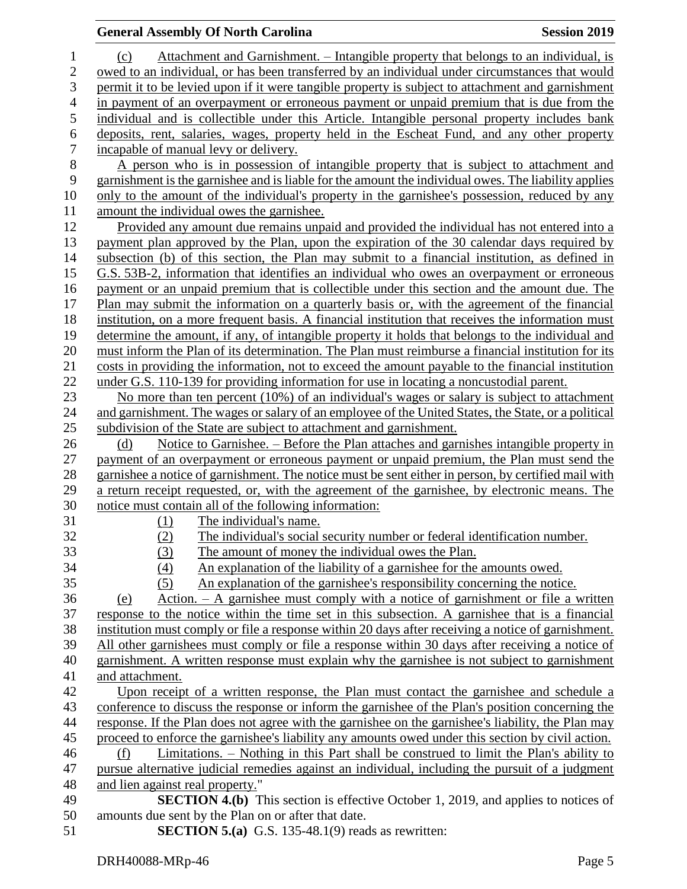(c) Attachment and Garnishment. – Intangible property that belongs to an individual, is owed to an individual, or has been transferred by an individual under circumstances that would permit it to be levied upon if it were tangible property is subject to attachment and garnishment in payment of an overpayment or erroneous payment or unpaid premium that is due from the individual and is collectible under this Article. Intangible personal property includes bank deposits, rent, salaries, wages, property held in the Escheat Fund, and any other property incapable of manual levy or delivery.

A person who is in possession of intangible property that is subject to attachment and garnishment is the garnishee and is liable for the amount the individual owes. The liability applies only to the amount of the individual's property in the garnishee's possession, reduced by any amount the individual owes the garnishee.

Provided any amount due remains unpaid and provided the individual has not entered into a payment plan approved by the Plan, upon the expiration of the 30 calendar days required by subsection (b) of this section, the Plan may submit to a financial institution, as defined in G.S. 53B-2, information that identifies an individual who owes an overpayment or erroneous payment or an unpaid premium that is collectible under this section and the amount due. The Plan may submit the information on a quarterly basis or, with the agreement of the financial institution, on a more frequent basis. A financial institution that receives the information must determine the amount, if any, of intangible property it holds that belongs to the individual and must inform the Plan of its determination. The Plan must reimburse a financial institution for its costs in providing the information, not to exceed the amount payable to the financial institution under G.S. 110-139 for providing information for use in locating a noncustodial parent.

No more than ten percent (10%) of an individual's wages or salary is subject to attachment and garnishment. The wages or salary of an employee of the United States, the State, or a political subdivision of the State are subject to attachment and garnishment.

(d) Notice to Garnishee. – Before the Plan attaches and garnishes intangible property in payment of an overpayment or erroneous payment or unpaid premium, the Plan must send the garnishee a notice of garnishment. The notice must be sent either in person, by certified mail with a return receipt requested, or, with the agreement of the garnishee, by electronic means. The notice must contain all of the following information:

(1) The individual's name.
(2) The individual's social security number or federal identification number.
(3) The amount of money the individual owes the Plan.
(4) An explanation of the liability of a garnishee for the amounts owed.
(5) An explanation of the garnishee's responsibility concerning the notice.

(e) Action. – A garnishee must comply with a notice of garnishment or file a written response to the notice within the time set in this subsection. A garnishee that is a financial institution must comply or file a response within 20 days after receiving a notice of garnishment. All other garnishees must comply or file a response within 30 days after receiving a notice of garnishment. A written response must explain why the garnishee is not subject to garnishment and attachment.

Upon receipt of a written response, the Plan must contact the garnishee and schedule a conference to discuss the response or inform the garnishee of the Plan's position concerning the response. If the Plan does not agree with the garnishee on the garnishee's liability, the Plan may proceed to enforce the garnishee's liability any amounts owed under this section by civil action.

(f) Limitations. – Nothing in this Part shall be construed to limit the Plan's ability to pursue alternative judicial remedies against an individual, including the pursuit of a judgment and lien against real property."

**SECTION 4.(b)** This section is effective October 1, 2019, and applies to notices of amounts due sent by the Plan on or after that date.

**SECTION 5.(a)** G.S. 135-48.1(9) reads as rewritten: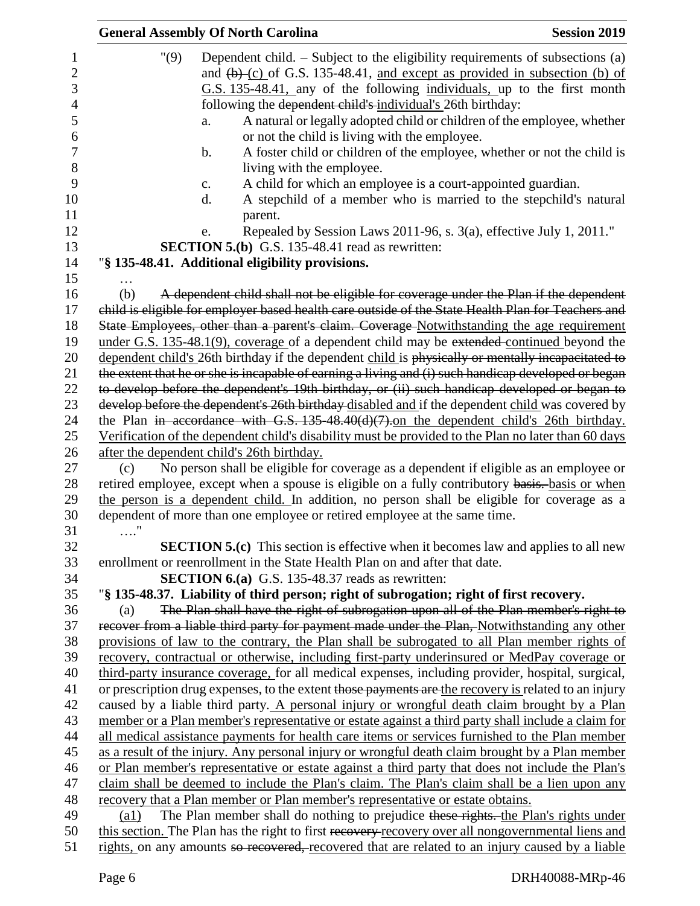"(9) Dependent child. – Subject to the eligibility requirements of subsections (a) and ~~(b)~~ <u>(c)</u> of G.S. 135-48.41, <u>and except as provided in subsection (b) of G.S. 135-48.41,</u> any of the following <u>individuals,</u> up to the first month following the ~~dependent child's~~ <u>individual's</u> 26th birthday:

a. A natural or legally adopted child or children of the employee, whether or not the child is living with the employee.

b. A foster child or children of the employee, whether or not the child is living with the employee.

c. A child for which an employee is a court-appointed guardian.

d. A stepchild of a member who is married to the stepchild's natural parent.

e. Repealed by Session Laws 2011-96, s. 3(a), effective July 1, 2011."

**SECTION 5.(b)** G.S. 135-48.41 read as rewritten:

"**§ 135-48.41. Additional eligibility provisions.**

…

(b) ~~A dependent child shall not be eligible for coverage under the Plan if the dependent child is eligible for employer based health care outside of the State Health Plan for Teachers and State Employees, other than a parent's claim. Coverage~~ <u>Notwithstanding the age requirement under G.S. 135-48.1(9), coverage</u> of a dependent child may be ~~extended~~ <u>continued</u> beyond the <u>dependent child's</u> 26th birthday if the dependent <u>child</u> is ~~physically or mentally incapacitated to the extent that he or she is incapable of earning a living and (i) such handicap developed or began to develop before the dependent's 19th birthday, or (ii) such handicap developed or began to develop before the dependent's 26th birthday~~ <u>disabled and</u> if the dependent <u>child</u> was covered by the Plan ~~in accordance with G.S. 135-48.40(d)(7).~~<u>on the dependent child's 26th birthday. Verification of the dependent child's disability must be provided to the Plan no later than 60 days after the dependent child's 26th birthday.</u>

(c) No person shall be eligible for coverage as a dependent if eligible as an employee or retired employee, except when a spouse is eligible on a fully contributory ~~basis.~~ <u>basis or when the person is a dependent child.</u> In addition, no person shall be eligible for coverage as a dependent of more than one employee or retired employee at the same time.

…."

**SECTION 5.(c)** This section is effective when it becomes law and applies to all new enrollment or reenrollment in the State Health Plan on and after that date.

**SECTION 6.(a)** G.S. 135-48.37 reads as rewritten:

"**§ 135-48.37. Liability of third person; right of subrogation; right of first recovery.**

(a) ~~The Plan shall have the right of subrogation upon all of the Plan member's right to recover from a liable third party for payment made under the Plan,~~ <u>Notwithstanding any other provisions of law to the contrary, the Plan shall be subrogated to all Plan member rights of recovery, contractual or otherwise, including first-party underinsured or MedPay coverage or third-party insurance coverage,</u> for all medical expenses, including provider, hospital, surgical, or prescription drug expenses, to the extent ~~those payments are~~ <u>the recovery is</u> related to an injury caused by a liable third party. <u>A personal injury or wrongful death claim brought by a Plan member or a Plan member's representative or estate against a third party shall include a claim for all medical assistance payments for health care items or services furnished to the Plan member as a result of the injury. Any personal injury or wrongful death claim brought by a Plan member or Plan member's representative or estate against a third party that does not include the Plan's claim shall be deemed to include the Plan's claim. The Plan's claim shall be a lien upon any recovery that a Plan member or Plan member's representative or estate obtains.</u>

<u>(a1)</u> The Plan member shall do nothing to prejudice ~~these rights.~~ <u>the Plan's rights under this section.</u> The Plan has the right to first ~~recovery~~ <u>recovery over all nongovernmental liens and rights,</u> on any amounts ~~so recovered,~~ <u>recovered that are related to an injury caused by a liable</u>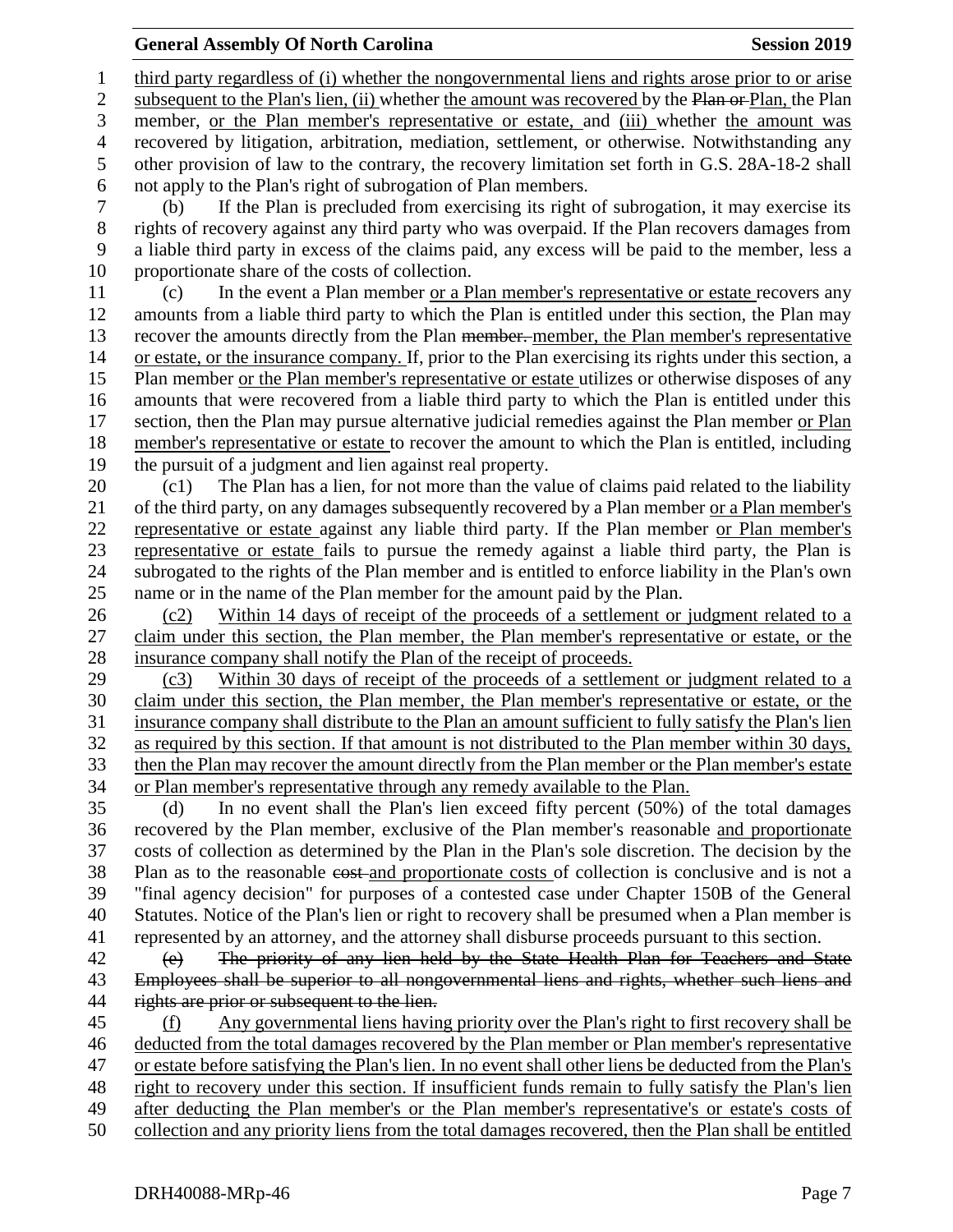third party regardless of (i) whether the nongovernmental liens and rights arose prior to or arise subsequent to the Plan's lien, (ii) whether the amount was recovered by the ~~Plan or~~ Plan, the Plan member, or the Plan member's representative or estate, and (iii) whether the amount was recovered by litigation, arbitration, mediation, settlement, or otherwise. Notwithstanding any other provision of law to the contrary, the recovery limitation set forth in G.S. 28A-18-2 shall not apply to the Plan's right of subrogation of Plan members.

(b) If the Plan is precluded from exercising its right of subrogation, it may exercise its rights of recovery against any third party who was overpaid. If the Plan recovers damages from a liable third party in excess of the claims paid, any excess will be paid to the member, less a proportionate share of the costs of collection.

(c) In the event a Plan member or a Plan member's representative or estate recovers any amounts from a liable third party to which the Plan is entitled under this section, the Plan may recover the amounts directly from the Plan ~~member.~~ member, the Plan member's representative or estate, or the insurance company. If, prior to the Plan exercising its rights under this section, a Plan member or the Plan member's representative or estate utilizes or otherwise disposes of any amounts that were recovered from a liable third party to which the Plan is entitled under this section, then the Plan may pursue alternative judicial remedies against the Plan member or Plan member's representative or estate to recover the amount to which the Plan is entitled, including the pursuit of a judgment and lien against real property.

(c1) The Plan has a lien, for not more than the value of claims paid related to the liability of the third party, on any damages subsequently recovered by a Plan member or a Plan member's representative or estate against any liable third party. If the Plan member or Plan member's representative or estate fails to pursue the remedy against a liable third party, the Plan is subrogated to the rights of the Plan member and is entitled to enforce liability in the Plan's own name or in the name of the Plan member for the amount paid by the Plan.

(c2) Within 14 days of receipt of the proceeds of a settlement or judgment related to a claim under this section, the Plan member, the Plan member's representative or estate, or the insurance company shall notify the Plan of the receipt of proceeds.

(c3) Within 30 days of receipt of the proceeds of a settlement or judgment related to a claim under this section, the Plan member, the Plan member's representative or estate, or the insurance company shall distribute to the Plan an amount sufficient to fully satisfy the Plan's lien as required by this section. If that amount is not distributed to the Plan member within 30 days, then the Plan may recover the amount directly from the Plan member or the Plan member's estate or Plan member's representative through any remedy available to the Plan.

(d) In no event shall the Plan's lien exceed fifty percent (50%) of the total damages recovered by the Plan member, exclusive of the Plan member's reasonable and proportionate costs of collection as determined by the Plan in the Plan's sole discretion. The decision by the Plan as to the reasonable ~~cost~~ and proportionate costs of collection is conclusive and is not a "final agency decision" for purposes of a contested case under Chapter 150B of the General Statutes. Notice of the Plan's lien or right to recovery shall be presumed when a Plan member is represented by an attorney, and the attorney shall disburse proceeds pursuant to this section.

~~(e) The priority of any lien held by the State Health Plan for Teachers and State Employees shall be superior to all nongovernmental liens and rights, whether such liens and rights are prior or subsequent to the lien.~~

(f) Any governmental liens having priority over the Plan's right to first recovery shall be deducted from the total damages recovered by the Plan member or Plan member's representative or estate before satisfying the Plan's lien. In no event shall other liens be deducted from the Plan's right to recovery under this section. If insufficient funds remain to fully satisfy the Plan's lien after deducting the Plan member's or the Plan member's representative's or estate's costs of collection and any priority liens from the total damages recovered, then the Plan shall be entitled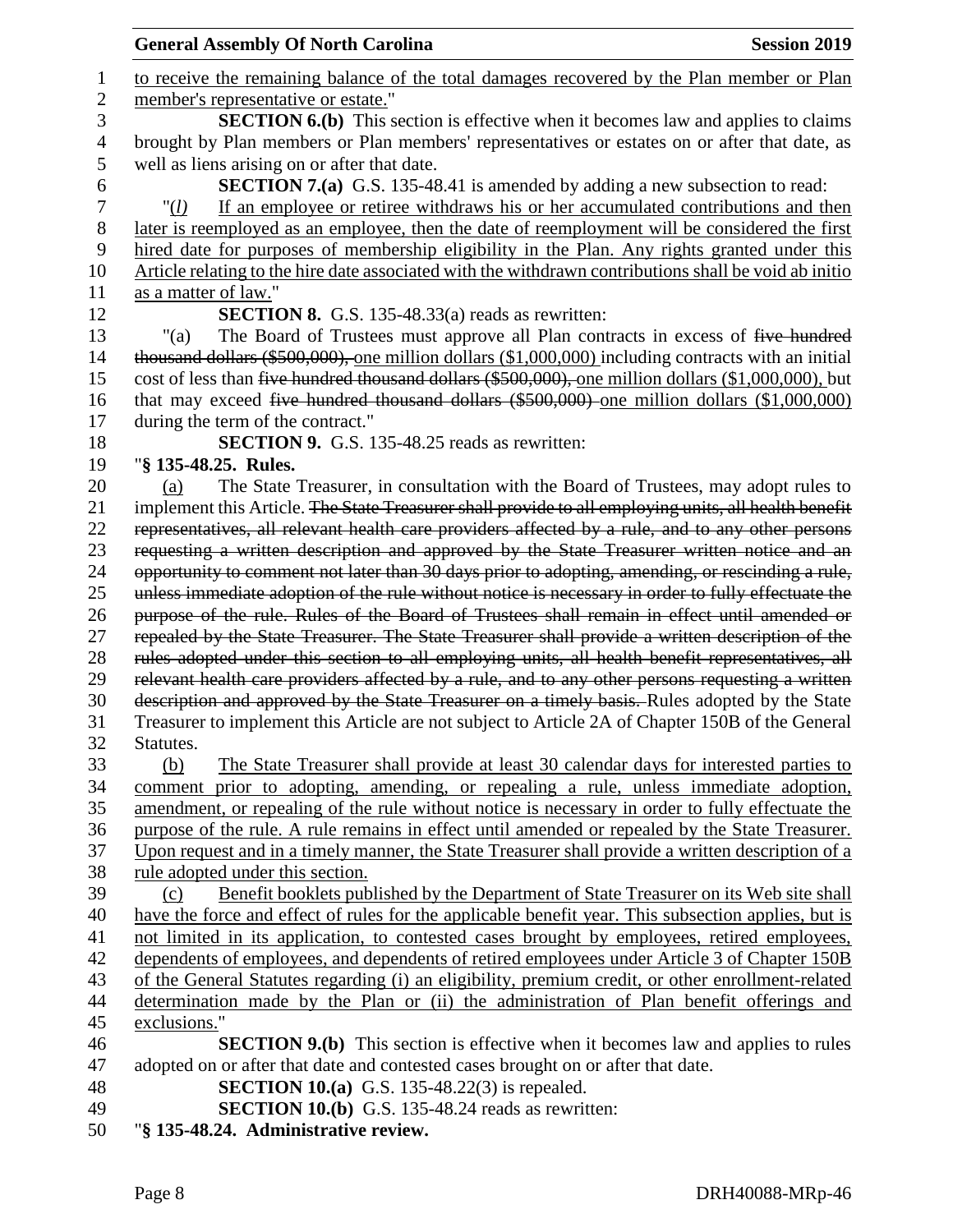to receive the remaining balance of the total damages recovered by the Plan member or Plan member's representative or estate."

**SECTION 6.(b)** This section is effective when it becomes law and applies to claims brought by Plan members or Plan members' representatives or estates on or after that date, as well as liens arising on or after that date.

**SECTION 7.(a)** G.S. 135-48.41 is amended by adding a new subsection to read:

"*(l)* If an employee or retiree withdraws his or her accumulated contributions and then later is reemployed as an employee, then the date of reemployment will be considered the first hired date for purposes of membership eligibility in the Plan. Any rights granted under this Article relating to the hire date associated with the withdrawn contributions shall be void ab initio as a matter of law."

**SECTION 8.** G.S. 135-48.33(a) reads as rewritten:

"(a) The Board of Trustees must approve all Plan contracts in excess of ~~five hundred thousand dollars ($500,000),~~ one million dollars ($1,000,000) including contracts with an initial cost of less than ~~five hundred thousand dollars ($500,000),~~ one million dollars ($1,000,000), but that may exceed ~~five hundred thousand dollars ($500,000)~~ one million dollars ($1,000,000) during the term of the contract."

**SECTION 9.** G.S. 135-48.25 reads as rewritten:

"**§ 135-48.25. Rules.**

(a) The State Treasurer, in consultation with the Board of Trustees, may adopt rules to implement this Article. ~~The State Treasurer shall provide to all employing units, all health benefit representatives, all relevant health care providers affected by a rule, and to any other persons requesting a written description and approved by the State Treasurer written notice and an opportunity to comment not later than 30 days prior to adopting, amending, or rescinding a rule, unless immediate adoption of the rule without notice is necessary in order to fully effectuate the purpose of the rule. Rules of the Board of Trustees shall remain in effect until amended or repealed by the State Treasurer. The State Treasurer shall provide a written description of the rules adopted under this section to all employing units, all health benefit representatives, all relevant health care providers affected by a rule, and to any other persons requesting a written description and approved by the State Treasurer on a timely basis.~~ Rules adopted by the State Treasurer to implement this Article are not subject to Article 2A of Chapter 150B of the General Statutes.

(b) The State Treasurer shall provide at least 30 calendar days for interested parties to comment prior to adopting, amending, or repealing a rule, unless immediate adoption, amendment, or repealing of the rule without notice is necessary in order to fully effectuate the purpose of the rule. A rule remains in effect until amended or repealed by the State Treasurer. Upon request and in a timely manner, the State Treasurer shall provide a written description of a rule adopted under this section.

(c) Benefit booklets published by the Department of State Treasurer on its Web site shall have the force and effect of rules for the applicable benefit year. This subsection applies, but is not limited in its application, to contested cases brought by employees, retired employees, dependents of employees, and dependents of retired employees under Article 3 of Chapter 150B of the General Statutes regarding (i) an eligibility, premium credit, or other enrollment-related determination made by the Plan or (ii) the administration of Plan benefit offerings and exclusions."

**SECTION 9.(b)** This section is effective when it becomes law and applies to rules adopted on or after that date and contested cases brought on or after that date.

**SECTION 10.(a)** G.S. 135-48.22(3) is repealed.

**SECTION 10.(b)** G.S. 135-48.24 reads as rewritten:

"**§ 135-48.24. Administrative review.**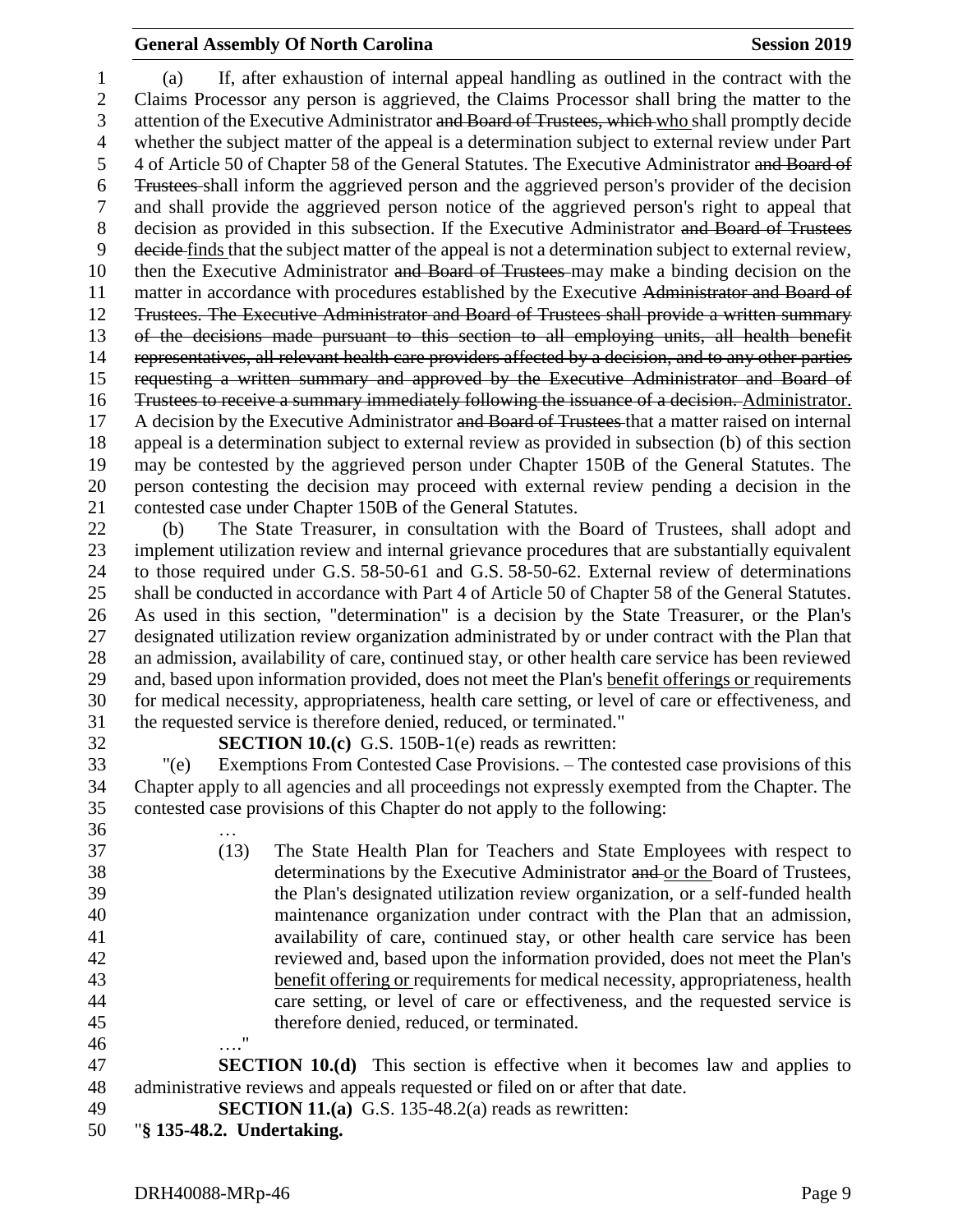(a) If, after exhaustion of internal appeal handling as outlined in the contract with the Claims Processor any person is aggrieved, the Claims Processor shall bring the matter to the attention of the Executive Administrator ~~and Board of Trustees, which~~ who shall promptly decide whether the subject matter of the appeal is a determination subject to external review under Part 4 of Article 50 of Chapter 58 of the General Statutes. The Executive Administrator ~~and Board of Trustees~~ shall inform the aggrieved person and the aggrieved person's provider of the decision and shall provide the aggrieved person notice of the aggrieved person's right to appeal that decision as provided in this subsection. If the Executive Administrator ~~and Board of Trustees decide~~ finds that the subject matter of the appeal is not a determination subject to external review, then the Executive Administrator ~~and Board of Trustees~~ may make a binding decision on the matter in accordance with procedures established by the Executive ~~Administrator and Board of Trustees. The Executive Administrator and Board of Trustees shall provide a written summary of the decisions made pursuant to this section to all employing units, all health benefit representatives, all relevant health care providers affected by a decision, and to any other parties requesting a written summary and approved by the Executive Administrator and Board of Trustees to receive a summary immediately following the issuance of a decision.~~ Administrator. A decision by the Executive Administrator ~~and Board of Trustees~~ that a matter raised on internal appeal is a determination subject to external review as provided in subsection (b) of this section may be contested by the aggrieved person under Chapter 150B of the General Statutes. The person contesting the decision may proceed with external review pending a decision in the contested case under Chapter 150B of the General Statutes.

(b) The State Treasurer, in consultation with the Board of Trustees, shall adopt and implement utilization review and internal grievance procedures that are substantially equivalent to those required under G.S. 58-50-61 and G.S. 58-50-62. External review of determinations shall be conducted in accordance with Part 4 of Article 50 of Chapter 58 of the General Statutes. As used in this section, "determination" is a decision by the State Treasurer, or the Plan's designated utilization review organization administrated by or under contract with the Plan that an admission, availability of care, continued stay, or other health care service has been reviewed and, based upon information provided, does not meet the Plan's <u>benefit offerings or</u> requirements for medical necessity, appropriateness, health care setting, or level of care or effectiveness, and the requested service is therefore denied, reduced, or terminated."

**SECTION 10.(c)** G.S. 150B-1(e) reads as rewritten:

"(e) Exemptions From Contested Case Provisions. – The contested case provisions of this Chapter apply to all agencies and all proceedings not expressly exempted from the Chapter. The contested case provisions of this Chapter do not apply to the following:

…

(13) The State Health Plan for Teachers and State Employees with respect to determinations by the Executive Administrator ~~and~~ <u>or the</u> Board of Trustees, the Plan's designated utilization review organization, or a self-funded health maintenance organization under contract with the Plan that an admission, availability of care, continued stay, or other health care service has been reviewed and, based upon the information provided, does not meet the Plan's <u>benefit offering or</u> requirements for medical necessity, appropriateness, health care setting, or level of care or effectiveness, and the requested service is therefore denied, reduced, or terminated.

…."

**SECTION 10.(d)** This section is effective when it becomes law and applies to administrative reviews and appeals requested or filed on or after that date.

**SECTION 11.(a)** G.S. 135-48.2(a) reads as rewritten:

"**§ 135-48.2. Undertaking.**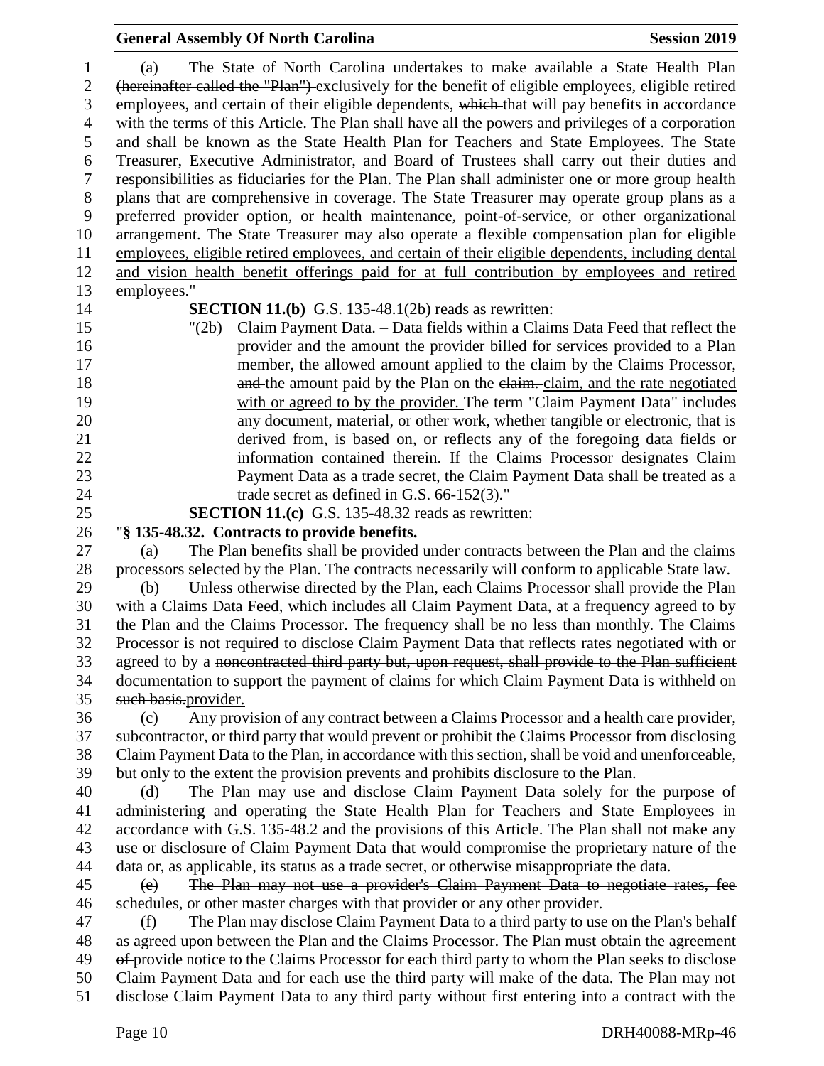(a) The State of North Carolina undertakes to make available a State Health Plan ~~(hereinafter called the "Plan")~~ exclusively for the benefit of eligible employees, eligible retired employees, and certain of their eligible dependents, ~~which~~ that will pay benefits in accordance with the terms of this Article. The Plan shall have all the powers and privileges of a corporation and shall be known as the State Health Plan for Teachers and State Employees. The State Treasurer, Executive Administrator, and Board of Trustees shall carry out their duties and responsibilities as fiduciaries for the Plan. The Plan shall administer one or more group health plans that are comprehensive in coverage. The State Treasurer may operate group plans as a preferred provider option, or health maintenance, point-of-service, or other organizational arrangement. <u>The State Treasurer may also operate a flexible compensation plan for eligible employees, eligible retired employees, and certain of their eligible dependents, including dental and vision health benefit offerings paid for at full contribution by employees and retired employees.</u>"

**SECTION 11.(b)** G.S. 135-48.1(2b) reads as rewritten:

"(2b) Claim Payment Data. – Data fields within a Claims Data Feed that reflect the provider and the amount the provider billed for services provided to a Plan member, the allowed amount applied to the claim by the Claims Processor, ~~and~~ the amount paid by the Plan on the ~~claim.~~ <u>claim, and the rate negotiated with or agreed to by the provider.</u> The term "Claim Payment Data" includes any document, material, or other work, whether tangible or electronic, that is derived from, is based on, or reflects any of the foregoing data fields or information contained therein. If the Claims Processor designates Claim Payment Data as a trade secret, the Claim Payment Data shall be treated as a trade secret as defined in G.S. 66-152(3)."

**SECTION 11.(c)** G.S. 135-48.32 reads as rewritten:

"**§ 135-48.32. Contracts to provide benefits.**

(a) The Plan benefits shall be provided under contracts between the Plan and the claims processors selected by the Plan. The contracts necessarily will conform to applicable State law.

(b) Unless otherwise directed by the Plan, each Claims Processor shall provide the Plan with a Claims Data Feed, which includes all Claim Payment Data, at a frequency agreed to by the Plan and the Claims Processor. The frequency shall be no less than monthly. The Claims Processor is ~~not~~ required to disclose Claim Payment Data that reflects rates negotiated with or agreed to by a ~~noncontracted third party but, upon request, shall provide to the Plan sufficient documentation to support the payment of claims for which Claim Payment Data is withheld on such basis.~~<u>provider.</u>

(c) Any provision of any contract between a Claims Processor and a health care provider, subcontractor, or third party that would prevent or prohibit the Claims Processor from disclosing Claim Payment Data to the Plan, in accordance with this section, shall be void and unenforceable, but only to the extent the provision prevents and prohibits disclosure to the Plan.

(d) The Plan may use and disclose Claim Payment Data solely for the purpose of administering and operating the State Health Plan for Teachers and State Employees in accordance with G.S. 135-48.2 and the provisions of this Article. The Plan shall not make any use or disclosure of Claim Payment Data that would compromise the proprietary nature of the data or, as applicable, its status as a trade secret, or otherwise misappropriate the data.

~~(e) The Plan may not use a provider's Claim Payment Data to negotiate rates, fee schedules, or other master charges with that provider or any other provider.~~

(f) The Plan may disclose Claim Payment Data to a third party to use on the Plan's behalf as agreed upon between the Plan and the Claims Processor. The Plan must ~~obtain the agreement of~~ <u>provide notice to</u> the Claims Processor for each third party to whom the Plan seeks to disclose Claim Payment Data and for each use the third party will make of the data. The Plan may not disclose Claim Payment Data to any third party without first entering into a contract with the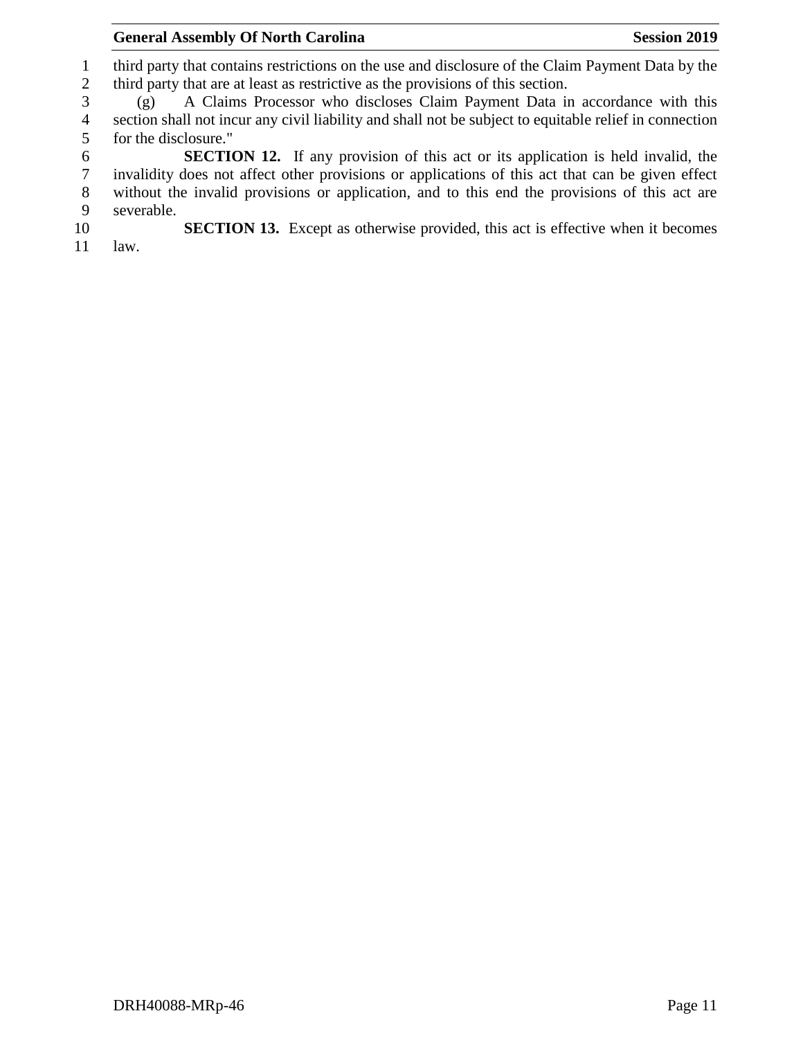third party that contains restrictions on the use and disclosure of the Claim Payment Data by the third party that are at least as restrictive as the provisions of this section.

(g) A Claims Processor who discloses Claim Payment Data in accordance with this section shall not incur any civil liability and shall not be subject to equitable relief in connection for the disclosure."

**SECTION 12.** If any provision of this act or its application is held invalid, the invalidity does not affect other provisions or applications of this act that can be given effect without the invalid provisions or application, and to this end the provisions of this act are severable.

**SECTION 13.** Except as otherwise provided, this act is effective when it becomes law.